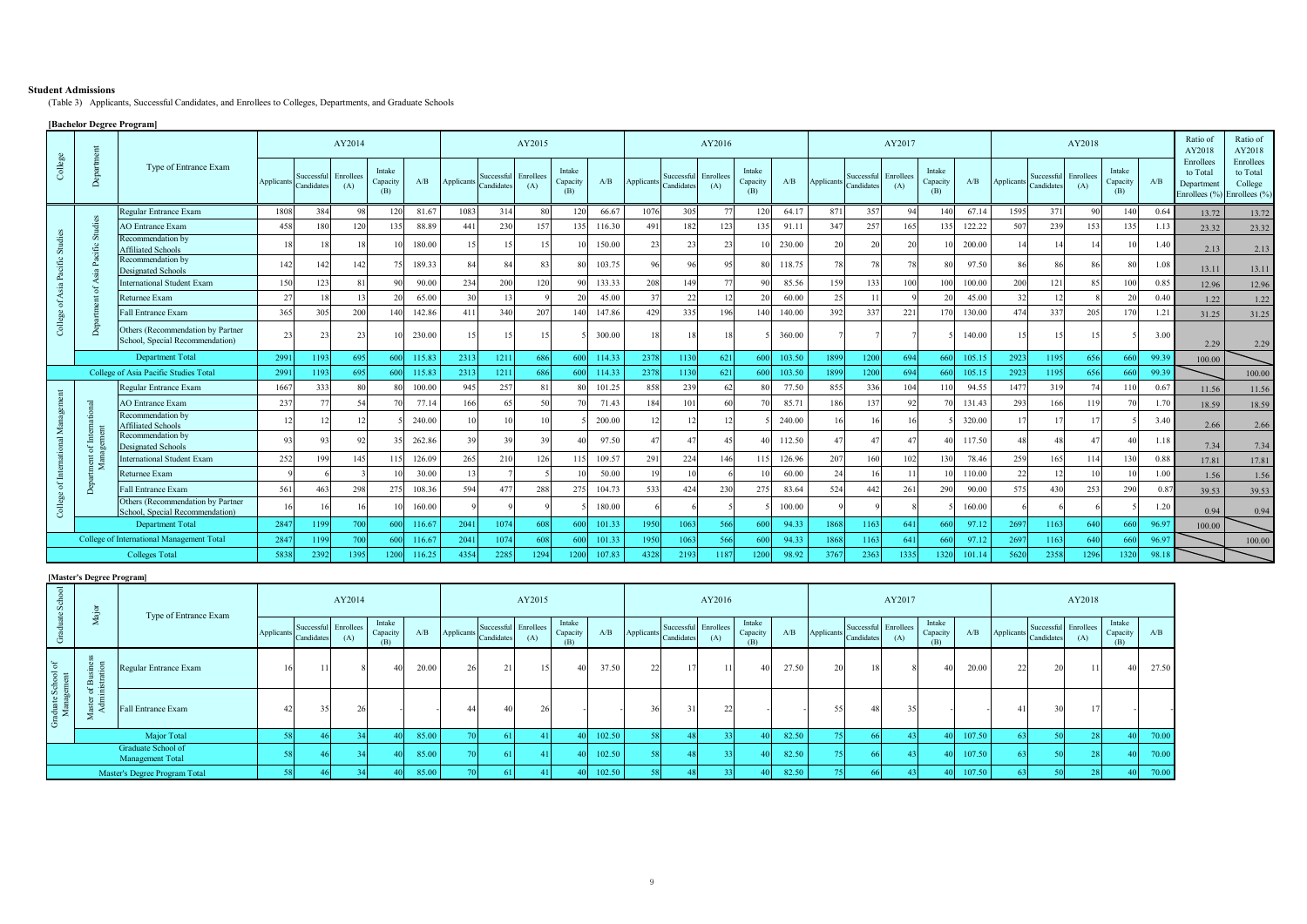**Student Admissions**

(Table 3) Applicants, Successful Candidates, and Enrollees to Colleges, Departments, and Graduate Schools

**[Bachelor Degree Program]**

| College | Department | Type of Entrance Exam | AY2014 | | | | | AY2015 | | | | | AY2016 | | | | | AY2017 | | | | | AY2018 | | | | | Ratio of AY2018 Enrollees to Total Department Enrollees (%) | Ratio of AY2018 Enrollees to Total College Enrollees (%) |
|---|---|---|---|---|---|---|---|---|---|---|---|---|---|---|---|---|---|---|---|---|---|---|---|---|---|---|---|---|---|
| | | | Applicants | Successful Candidates | Enrollees (A) | Intake Capacity (B) | A/B | Applicants | Successful Candidates | Enrollees (A) | Intake Capacity (B) | A/B | Applicants | Successful Candidates | Enrollees (A) | Intake Capacity (B) | A/B | Applicants | Successful Candidates | Enrollees (A) | Intake Capacity (B) | A/B | Applicants | Successful Candidates | Enrollees (A) | Intake Capacity (B) | A/B | | |
| College of Asia Pacific Studies | Department of Asia Pacific Studies | Regular Entrance Exam | 1808 | 384 | 98 | 120 | 81.67 | 1083 | 314 | 80 | 120 | 66.67 | 1076 | 305 | 77 | 120 | 64.17 | 871 | 357 | 94 | 140 | 67.14 | 1595 | 371 | 90 | 140 | 0.64 | 13.72 | 13.72 |
| | | AO Entrance Exam | 458 | 180 | 120 | 135 | 88.89 | 441 | 230 | 157 | 135 | 116.30 | 491 | 182 | 123 | 135 | 91.11 | 347 | 257 | 165 | 135 | 122.22 | 507 | 239 | 153 | 135 | 1.13 | 23.32 | 23.32 |
| | | Recommendation by Affiliated Schools | 18 | 18 | 18 | 10 | 180.00 | 15 | 15 | 15 | 10 | 150.00 | 23 | 23 | 23 | 10 | 230.00 | 20 | 20 | 20 | 10 | 200.00 | 14 | 14 | 14 | 10 | 1.40 | 2.13 | 2.13 |
| | | Recommendation by Designated Schools | 142 | 142 | 142 | 75 | 189.33 | 84 | 84 | 83 | 80 | 103.75 | 96 | 96 | 95 | 80 | 118.75 | 78 | 78 | 78 | 80 | 97.50 | 86 | 86 | 86 | 80 | 1.08 | 13.11 | 13.11 |
| | | International Student Exam | 150 | 123 | 81 | 90 | 90.00 | 234 | 200 | 120 | 90 | 133.33 | 208 | 149 | 77 | 90 | 85.56 | 159 | 133 | 100 | 100 | 100.00 | 200 | 121 | 85 | 100 | 0.85 | 12.96 | 12.96 |
| | | Returnee Exam | 27 | 18 | 13 | 20 | 65.00 | 30 | 13 | 9 | 20 | 45.00 | 37 | 22 | 12 | 20 | 60.00 | 25 | 11 | 9 | 20 | 45.00 | 32 | 12 | 8 | 20 | 0.40 | 1.22 | 1.22 |
| | | Fall Entrance Exam | 365 | 305 | 200 | 140 | 142.86 | 411 | 340 | 207 | 140 | 147.86 | 429 | 335 | 196 | 140 | 140.00 | 392 | 337 | 221 | 170 | 130.00 | 474 | 337 | 205 | 170 | 1.21 | 31.25 | 31.25 |
| | | Others (Recommendation by Partner School, Special Recommendation) | 23 | 23 | 23 | 10 | 230.00 | 15 | 15 | 15 | 5 | 300.00 | 18 | 18 | 18 | 5 | 360.00 | 7 | 7 | 7 | 5 | 140.00 | 15 | 15 | 15 | 5 | 3.00 | 2.29 | 2.29 |
| | Department Total | | 2991 | 1193 | 695 | 600 | 115.83 | 2313 | 1211 | 686 | 600 | 114.33 | 2378 | 1130 | 621 | 600 | 103.50 | 1899 | 1200 | 694 | 660 | 105.15 | 2923 | 1195 | 656 | 660 | 99.39 | 100.00 | |
| College of Asia Pacific Studies Total | | | 2991 | 1193 | 695 | 600 | 115.83 | 2313 | 1211 | 686 | 600 | 114.33 | 2378 | 1130 | 621 | 600 | 103.50 | 1899 | 1200 | 694 | 660 | 105.15 | 2923 | 1195 | 656 | 660 | 99.39 | | 100.00 |
| College of International Management | Department of International Management | Regular Entrance Exam | 1667 | 333 | 80 | 80 | 100.00 | 945 | 257 | 81 | 80 | 101.25 | 858 | 239 | 62 | 80 | 77.50 | 855 | 336 | 104 | 110 | 94.55 | 1477 | 319 | 74 | 110 | 0.67 | 11.56 | 11.56 |
| | | AO Entrance Exam | 237 | 77 | 54 | 70 | 77.14 | 166 | 65 | 50 | 70 | 71.43 | 184 | 101 | 60 | 70 | 85.71 | 186 | 137 | 92 | 70 | 131.43 | 293 | 166 | 119 | 70 | 1.70 | 18.59 | 18.59 |
| | | Recommendation by Affiliated Schools | 12 | 12 | 12 | 5 | 240.00 | 10 | 10 | 10 | 5 | 200.00 | 12 | 12 | 12 | 5 | 240.00 | 16 | 16 | 16 | 5 | 320.00 | 17 | 17 | 17 | 5 | 3.40 | 2.66 | 2.66 |
| | | Recommendation by Designated Schools | 93 | 93 | 92 | 35 | 262.86 | 39 | 39 | 39 | 40 | 97.50 | 47 | 47 | 45 | 40 | 112.50 | 47 | 47 | 47 | 40 | 117.50 | 48 | 48 | 47 | 40 | 1.18 | 7.34 | 7.34 |
| | | International Student Exam | 252 | 199 | 145 | 115 | 126.09 | 265 | 210 | 126 | 115 | 109.57 | 291 | 224 | 146 | 115 | 126.96 | 207 | 160 | 102 | 130 | 78.46 | 259 | 165 | 114 | 130 | 0.88 | 17.81 | 17.81 |
| | | Returnee Exam | 9 | 6 | 3 | 10 | 30.00 | 13 | 7 | 5 | 10 | 50.00 | 19 | 10 | 6 | 10 | 60.00 | 24 | 16 | 11 | 10 | 110.00 | 22 | 12 | 10 | 10 | 1.00 | 1.56 | 1.56 |
| | | Fall Entrance Exam | 561 | 463 | 298 | 275 | 108.36 | 594 | 477 | 288 | 275 | 104.73 | 533 | 424 | 230 | 275 | 83.64 | 524 | 442 | 261 | 290 | 90.00 | 575 | 430 | 253 | 290 | 0.87 | 39.53 | 39.53 |
| | | Others (Recommendation by Partner School, Special Recommendation) | 16 | 16 | 16 | 10 | 160.00 | 9 | 9 | 9 | 5 | 180.00 | 6 | 6 | 5 | 5 | 100.00 | 9 | 9 | 8 | 5 | 160.00 | 6 | 6 | 6 | 5 | 1.20 | 0.94 | 0.94 |
| | Department Total | | 2847 | 1199 | 700 | 600 | 116.67 | 2041 | 1074 | 608 | 600 | 101.33 | 1950 | 1063 | 566 | 600 | 94.33 | 1868 | 1163 | 641 | 660 | 97.12 | 2697 | 1163 | 640 | 660 | 96.97 | 100.00 | |
| College of International Management Total | | | 2847 | 1199 | 700 | 600 | 116.67 | 2041 | 1074 | 608 | 600 | 101.33 | 1950 | 1063 | 566 | 600 | 94.33 | 1868 | 1163 | 641 | 660 | 97.12 | 2697 | 1163 | 640 | 660 | 96.97 | | 100.00 |
| Colleges Total | | | 5838 | 2392 | 1395 | 1200 | 116.25 | 4354 | 2285 | 1294 | 1200 | 107.83 | 4328 | 2193 | 1187 | 1200 | 98.92 | 3767 | 2363 | 1335 | 1320 | 101.14 | 5620 | 2358 | 1296 | 1320 | 98.18 | | |

**[Master's Degree Program]**

| Graduate School | Major | Type of Entrance Exam | AY2014 | | | | | AY2015 | | | | | AY2016 | | | | | AY2017 | | | | | AY2018 | | | | |
|---|---|---|---|---|---|---|---|---|---|---|---|---|---|---|---|---|---|---|---|---|---|---|---|---|---|---|---|
| | | | Applicants | Successful Candidates | Enrollees (A) | Intake Capacity (B) | A/B | Applicants | Successful Candidates | Enrollees (A) | Intake Capacity (B) | A/B | Applicants | Successful Candidates | Enrollees (A) | Intake Capacity (B) | A/B | Applicants | Successful Candidates | Enrollees (A) | Intake Capacity (B) | A/B | Applicants | Successful Candidates | Enrollees (A) | Intake Capacity (B) | A/B |
| Graduate School of Management | Master of Business Administration | Regular Entrance Exam | 16 | 11 | 8 | 40 | 20.00 | 26 | 21 | 15 | 40 | 37.50 | 22 | 17 | 11 | 40 | 27.50 | 20 | 18 | 8 | 40 | 20.00 | 22 | 20 | 11 | 40 | 27.50 |
| | | Fall Entrance Exam | 42 | 35 | 26 | - | | 44 | 40 | 26 | - | | 36 | 31 | 22 | - | | 55 | 48 | 35 | - | | 41 | 30 | 17 | - | - |
| | Major Total | | 58 | 46 | 34 | 40 | 85.00 | 70 | 61 | 41 | 40 | 102.50 | 58 | 48 | 33 | 40 | 82.50 | 75 | 66 | 43 | 40 | 107.50 | 63 | 50 | 28 | 40 | 70.00 |
| Graduate School of Management Total | | | 58 | 46 | 34 | 40 | 85.00 | 70 | 61 | 41 | 40 | 102.50 | 58 | 48 | 33 | 40 | 82.50 | 75 | 66 | 43 | 40 | 107.50 | 63 | 50 | 28 | 40 | 70.00 |
| Master's Degree Program Total | | | 58 | 46 | 34 | 40 | 85.00 | 70 | 61 | 41 | 40 | 102.50 | 58 | 48 | 33 | 40 | 82.50 | 75 | 66 | 43 | 40 | 107.50 | 63 | 50 | 28 | 40 | 70.00 |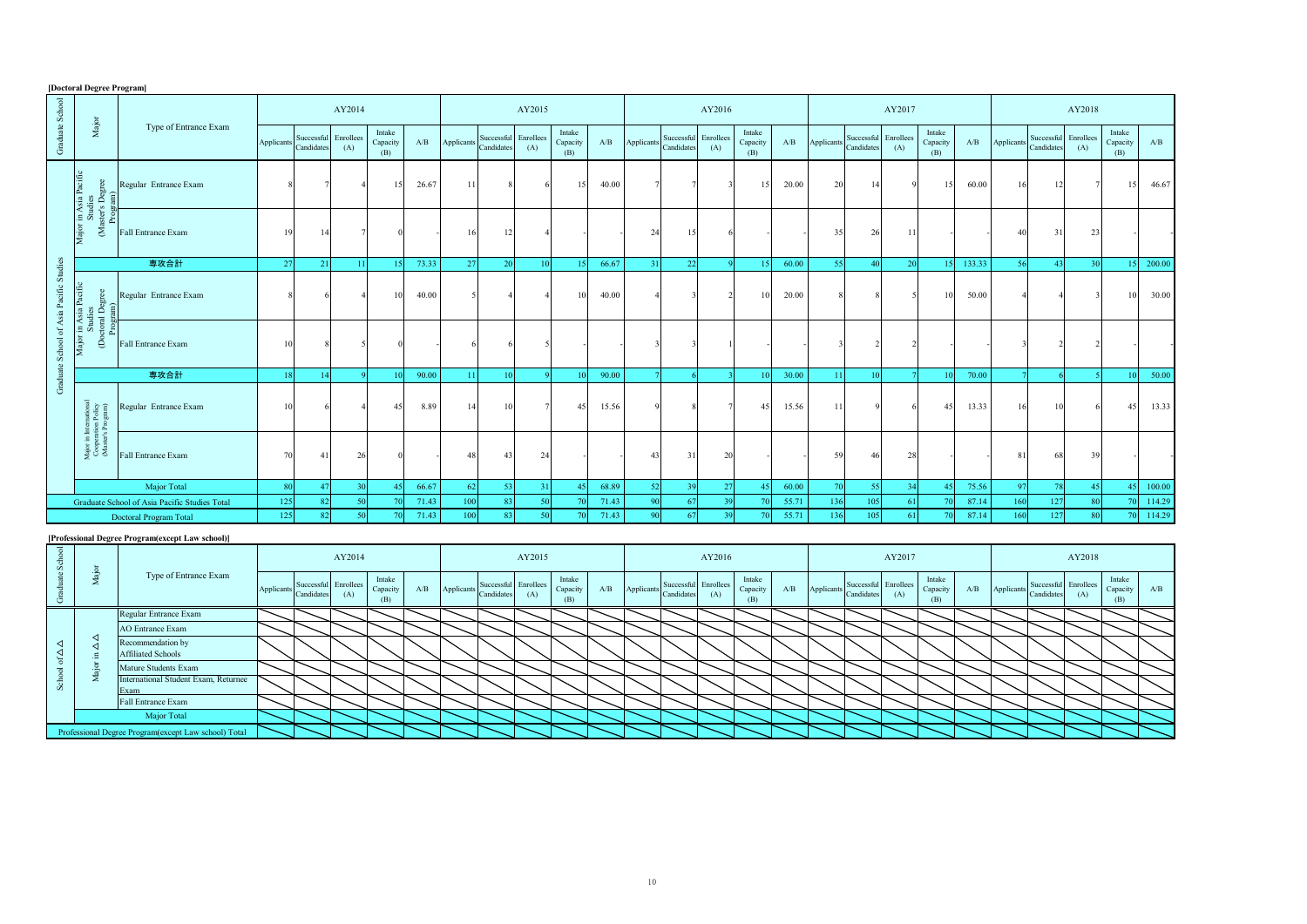**[Doctoral Degree Program]**

| Graduate School | Major | Type of Entrance Exam | AY2014 | | | | | AY2015 | | | | | AY2016 | | | | | AY2017 | | | | | AY2018 | | | | |
|---|---|---|---|---|---|---|---|---|---|---|---|---|---|---|---|---|---|---|---|---|---|---|---|---|---|---|---|
| | | | Applicants | Successful Candidates | Enrollees (A) | Intake Capacity (B) | A/B | Applicants | Successful Candidates | Enrollees (A) | Intake Capacity (B) | A/B | Applicants | Successful Candidates | Enrollees (A) | Intake Capacity (B) | A/B | Applicants | Successful Candidates | Enrollees (A) | Intake Capacity (B) | A/B | Applicants | Successful Candidates | Enrollees (A) | Intake Capacity (B) | A/B |
| Graduate School of Asia Pacific Studies | Major in Asia Pacific Studies (Master's Degree Program) | Regular Entrance Exam | 8 | 7 | 4 | 15 | 26.67 | 11 | 8 | 6 | 15 | 40.00 | 7 | 7 | 3 | 15 | 20.00 | 20 | 14 | 9 | 15 | 60.00 | 16 | 12 | 7 | 15 | 46.67 |
| | | Fall Entrance Exam | 19 | 14 | 7 | 0 | - | 16 | 12 | 4 | - | - | 24 | 15 | 6 | - | - | 35 | 26 | 11 | - | - | 40 | 31 | 23 | - | - |
| | 専攻合計 | | 27 | 21 | 11 | 15 | 73.33 | 27 | 20 | 10 | 15 | 66.67 | 31 | 22 | 9 | 15 | 60.00 | 55 | 40 | 20 | 15 | 133.33 | 56 | 43 | 30 | 15 | 200.00 |
| | Major in Asia Pacific Studies (Doctoral Degree Program) | Regular Entrance Exam | 8 | 6 | 4 | 10 | 40.00 | 5 | 4 | 4 | 10 | 40.00 | 4 | 3 | 2 | 10 | 20.00 | 8 | 8 | 5 | 10 | 50.00 | 4 | 4 | 3 | 10 | 30.00 |
| | | Fall Entrance Exam | 10 | 8 | 5 | 0 | - | 6 | 6 | 5 | - | - | 3 | 3 | 1 | - | - | 3 | 2 | 2 | - | - | 3 | 2 | 2 | - | - |
| | 専攻合計 | | 18 | 14 | 9 | 10 | 90.00 | 11 | 10 | 9 | 10 | 90.00 | 7 | 6 | 3 | 10 | 30.00 | 11 | 10 | 7 | 10 | 70.00 | 7 | 6 | 5 | 10 | 50.00 |
| | Major in International Cooperation Policy (Master's Program) | Regular Entrance Exam | 10 | 6 | 4 | 45 | 8.89 | 14 | 10 | 7 | 45 | 15.56 | 9 | 8 | 7 | 45 | 15.56 | 11 | 9 | 6 | 45 | 13.33 | 16 | 10 | 6 | 45 | 13.33 |
| | | Fall Entrance Exam | 70 | 41 | 26 | 0 | - | 48 | 43 | 24 | - | - | 43 | 31 | 20 | - | - | 59 | 46 | 28 | - | - | 81 | 68 | 39 | - | - |
| | Major Total | | 80 | 47 | 30 | 45 | 66.67 | 62 | 53 | 31 | 45 | 68.89 | 52 | 39 | 27 | 45 | 60.00 | 70 | 55 | 34 | 45 | 75.56 | 97 | 78 | 45 | 45 | 100.00 |
| Graduate School of Asia Pacific Studies Total | | | 125 | 82 | 50 | 70 | 71.43 | 100 | 83 | 50 | 70 | 71.43 | 90 | 67 | 39 | 70 | 55.71 | 136 | 105 | 61 | 70 | 87.14 | 160 | 127 | 80 | 70 | 114.29 |
| Doctoral Program Total | | | 125 | 82 | 50 | 70 | 71.43 | 100 | 83 | 50 | 70 | 71.43 | 90 | 67 | 39 | 70 | 55.71 | 136 | 105 | 61 | 70 | 87.14 | 160 | 127 | 80 | 70 | 114.29 |

**[Professional Degree Program(except Law school)]**

| Graduate School | Major | Type of Entrance Exam | AY2014 | | | | | AY2015 | | | | | AY2016 | | | | | AY2017 | | | | | AY2018 | | | | |
|---|---|---|---|---|---|---|---|---|---|---|---|---|---|---|---|---|---|---|---|---|---|---|---|---|---|---|---|
| | | | Applicants | Successful Candidates | Enrollees (A) | Intake Capacity (B) | A/B | Applicants | Successful Candidates | Enrollees (A) | Intake Capacity (B) | A/B | Applicants | Successful Candidates | Enrollees (A) | Intake Capacity (B) | A/B | Applicants | Successful Candidates | Enrollees (A) | Intake Capacity (B) | A/B | Applicants | Successful Candidates | Enrollees (A) | Intake Capacity (B) | A/B |
| School of △△ | Major in △△ | Regular Entrance Exam | | | | | | | | | | | | | | | | | | | | | | | | | |
| | | AO Entrance Exam | | | | | | | | | | | | | | | | | | | | | | | | | |
| | | Recommendation by Affiliated Schools | | | | | | | | | | | | | | | | | | | | | | | | | |
| | | Mature Students Exam | | | | | | | | | | | | | | | | | | | | | | | | | |
| | | International Student Exam, Returnee Exam | | | | | | | | | | | | | | | | | | | | | | | | | |
| | | Fall Entrance Exam | | | | | | | | | | | | | | | | | | | | | | | | | |
| | Major Total | | | | | | | | | | | | | | | | | | | | | | | | | | |
| Professional Degree Program(except Law school) Total | | | | | | | | | | | | | | | | | | | | | | | | | | | |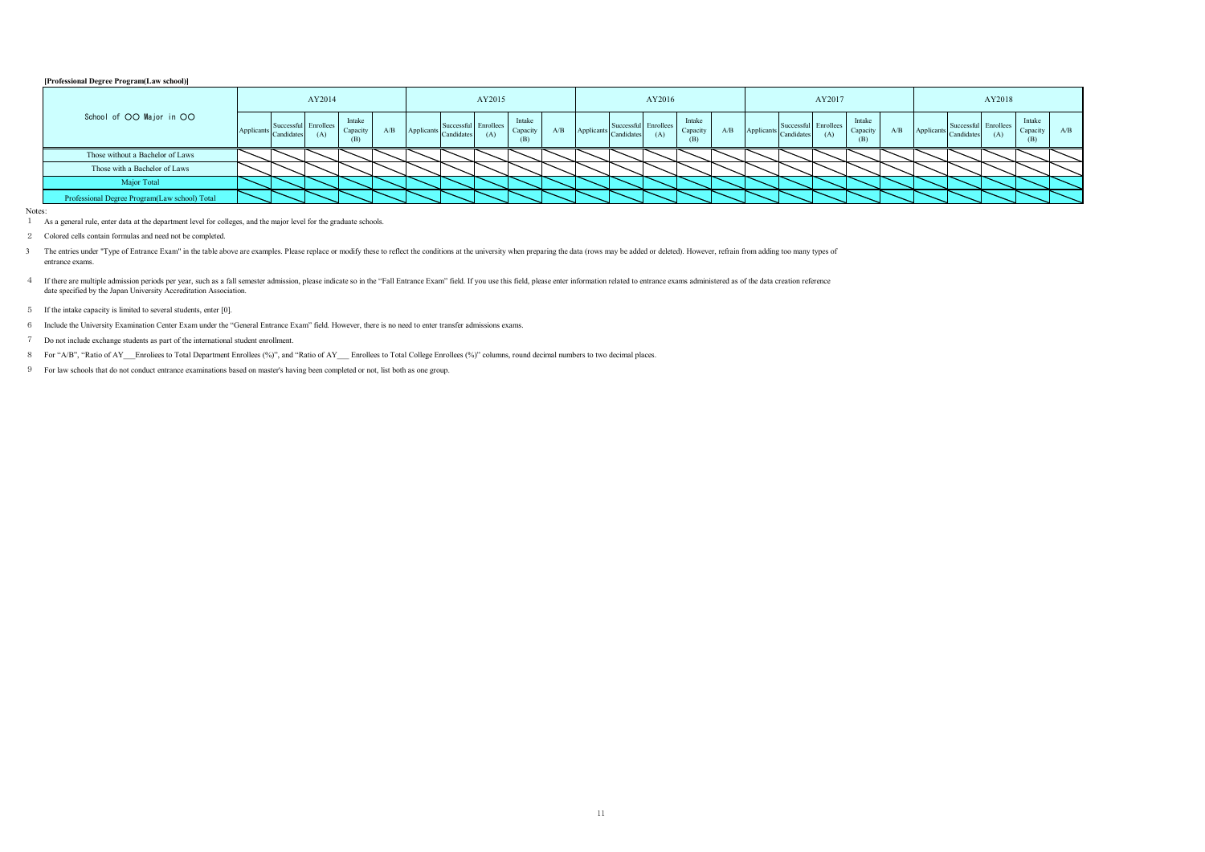**[Professional Degree Program(Law school)]**

| School of ○○ Major in ○○ | AY2014 | | | | | AY2015 | | | | | AY2016 | | | | | AY2017 | | | | | AY2018 | | | | |
|---|---|---|---|---|---|---|---|---|---|---|---|---|---|---|---|---|---|---|---|---|---|---|---|---|---|
| | Applicants | Successful Candidates | Enrollees (A) | Intake Capacity (B) | A/B | Applicants | Successful Candidates | Enrollees (A) | Intake Capacity (B) | A/B | Applicants | Successful Candidates | Enrollees (A) | Intake Capacity (B) | A/B | Applicants | Successful Candidates | Enrollees (A) | Intake Capacity (B) | A/B | Applicants | Successful Candidates | Enrollees (A) | Intake Capacity (B) | A/B |
| Those without a Bachelor of Laws | | | | | | | | | | | | | | | | | | | | | | | | | |
| Those with a Bachelor of Laws | | | | | | | | | | | | | | | | | | | | | | | | | |
| Major Total | | | | | | | | | | | | | | | | | | | | | | | | | |
| Professional Degree Program(Law school) Total | | | | | | | | | | | | | | | | | | | | | | | | | |

Notes:

1 As a general rule, enter data at the department level for colleges, and the major level for the graduate schools.

2 Colored cells contain formulas and need not be completed.

3 The entries under "Type of Entrance Exam" in the table above are examples. Please replace or modify these to reflect the conditions at the university when preparing the data (rows may be added or deleted). However, refrain from adding too many types of entrance exams.

4 If there are multiple admission periods per year, such as a fall semester admission, please indicate so in the "Fall Entrance Exam" field. If you use this field, please enter information related to entrance exams administered as of the data creation reference date specified by the Japan University Accreditation Association.

5 If the intake capacity is limited to several students, enter [0].

6 Include the University Examination Center Exam under the "General Entrance Exam" field. However, there is no need to enter transfer admissions exams.

7 Do not include exchange students as part of the international student enrollment.

8 For "A/B", "Ratio of AY___Enrollees to Total Department Enrollees (%)", and "Ratio of AY___ Enrollees to Total College Enrollees (%)" columns, round decimal numbers to two decimal places.

9 For law schools that do not conduct entrance examinations based on master's having been completed or not, list both as one group.